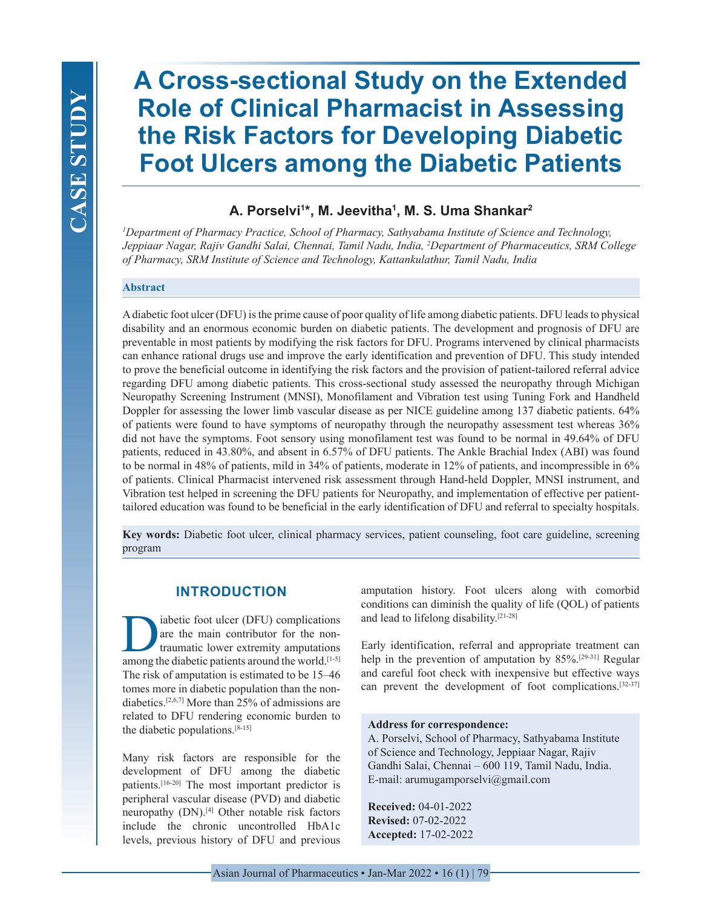# A Cross-sectional Study on the Extended Role of Clinical Pharmacist in Assessing the Risk Factors for Developing Diabetic Foot Ulcers among the Diabetic Patients

**A. Porselvi[1]\*, M. Jeevitha[1], M. S. Uma Shankar[2]**

*[1]Department of Pharmacy Practice, School of Pharmacy, Sathyabama Institute of Science and Technology, Jeppiaar Nagar, Rajiv Gandhi Salai, Chennai, Tamil Nadu, India, [2]Department of Pharmaceutics, SRM College of Pharmacy, SRM Institute of Science and Technology, Kattankulathur, Tamil Nadu, India*

## Abstract

A diabetic foot ulcer (DFU) is the prime cause of poor quality of life among diabetic patients. DFU leads to physical disability and an enormous economic burden on diabetic patients. The development and prognosis of DFU are preventable in most patients by modifying the risk factors for DFU. Programs intervened by clinical pharmacists can enhance rational drugs use and improve the early identification and prevention of DFU. This study intended to prove the beneficial outcome in identifying the risk factors and the provision of patient-tailored referral advice regarding DFU among diabetic patients. This cross-sectional study assessed the neuropathy through Michigan Neuropathy Screening Instrument (MNSI), Monofilament and Vibration test using Tuning Fork and Handheld Doppler for assessing the lower limb vascular disease as per NICE guideline among 137 diabetic patients. 64% of patients were found to have symptoms of neuropathy through the neuropathy assessment test whereas 36% did not have the symptoms. Foot sensory using monofilament test was found to be normal in 49.64% of DFU patients, reduced in 43.80%, and absent in 6.57% of DFU patients. The Ankle Brachial Index (ABI) was found to be normal in 48% of patients, mild in 34% of patients, moderate in 12% of patients, and incompressible in 6% of patients. Clinical Pharmacist intervened risk assessment through Hand-held Doppler, MNSI instrument, and Vibration test helped in screening the DFU patients for Neuropathy, and implementation of effective per patient-tailored education was found to be beneficial in the early identification of DFU and referral to specialty hospitals.

**Key words:** Diabetic foot ulcer, clinical pharmacy services, patient counseling, foot care guideline, screening program

## INTRODUCTION

Diabetic foot ulcer (DFU) complications are the main contributor for the non-traumatic lower extremity amputations among the diabetic patients around the world.[1-5] The risk of amputation is estimated to be 15–46 tomes more in diabetic population than the non-diabetics.[2,6,7] More than 25% of admissions are related to DFU rendering economic burden to the diabetic populations.[8-15]

Many risk factors are responsible for the development of DFU among the diabetic patients.[16-20] The most important predictor is peripheral vascular disease (PVD) and diabetic neuropathy (DN).[4] Other notable risk factors include the chronic uncontrolled HbA1c levels, previous history of DFU and previous amputation history. Foot ulcers along with comorbid conditions can diminish the quality of life (QOL) of patients and lead to lifelong disability.[21-28]

Early identification, referral and appropriate treatment can help in the prevention of amputation by 85%.[29-31] Regular and careful foot check with inexpensive but effective ways can prevent the development of foot complications.[32-37]

**Address for correspondence:**
A. Porselvi, School of Pharmacy, Sathyabama Institute of Science and Technology, Jeppiaar Nagar, Rajiv Gandhi Salai, Chennai – 600 119, Tamil Nadu, India.
E-mail: arumugamporselvi@gmail.com

**Received:** 04-01-2022
**Revised:** 07-02-2022
**Accepted:** 17-02-2022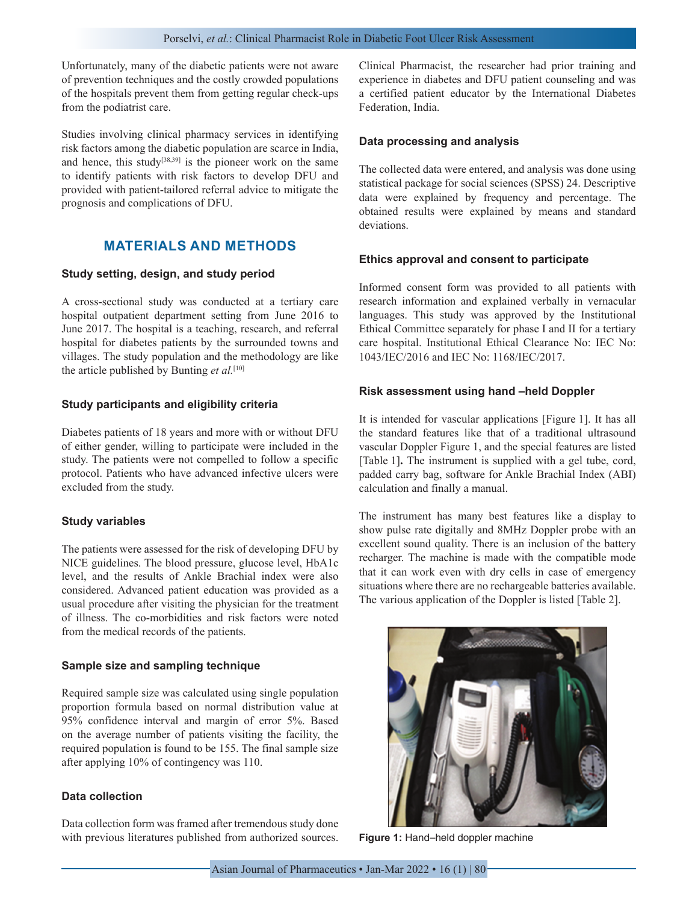Unfortunately, many of the diabetic patients were not aware of prevention techniques and the costly crowded populations of the hospitals prevent them from getting regular check-ups from the podiatrist care.

Studies involving clinical pharmacy services in identifying risk factors among the diabetic population are scarce in India, and hence, this study[38,39] is the pioneer work on the same to identify patients with risk factors to develop DFU and provided with patient-tailored referral advice to mitigate the prognosis and complications of DFU.

## MATERIALS AND METHODS

### Study setting, design, and study period

A cross-sectional study was conducted at a tertiary care hospital outpatient department setting from June 2016 to June 2017. The hospital is a teaching, research, and referral hospital for diabetes patients by the surrounded towns and villages. The study population and the methodology are like the article published by Bunting *et al.*[10]

### Study participants and eligibility criteria

Diabetes patients of 18 years and more with or without DFU of either gender, willing to participate were included in the study. The patients were not compelled to follow a specific protocol. Patients who have advanced infective ulcers were excluded from the study.

### Study variables

The patients were assessed for the risk of developing DFU by NICE guidelines. The blood pressure, glucose level, HbA1c level, and the results of Ankle Brachial index were also considered. Advanced patient education was provided as a usual procedure after visiting the physician for the treatment of illness. The co-morbidities and risk factors were noted from the medical records of the patients.

### Sample size and sampling technique

Required sample size was calculated using single population proportion formula based on normal distribution value at 95% confidence interval and margin of error 5%. Based on the average number of patients visiting the facility, the required population is found to be 155. The final sample size after applying 10% of contingency was 110.

### Data collection

Data collection form was framed after tremendous study done with previous literatures published from authorized sources. Clinical Pharmacist, the researcher had prior training and experience in diabetes and DFU patient counseling and was a certified patient educator by the International Diabetes Federation, India.

### Data processing and analysis

The collected data were entered, and analysis was done using statistical package for social sciences (SPSS) 24. Descriptive data were explained by frequency and percentage. The obtained results were explained by means and standard deviations.

### Ethics approval and consent to participate

Informed consent form was provided to all patients with research information and explained verbally in vernacular languages. This study was approved by the Institutional Ethical Committee separately for phase I and II for a tertiary care hospital. Institutional Ethical Clearance No: IEC No: 1043/IEC/2016 and IEC No: 1168/IEC/2017.

### Risk assessment using hand –held Doppler

It is intended for vascular applications [Figure 1]. It has all the standard features like that of a traditional ultrasound vascular Doppler Figure 1, and the special features are listed [Table 1]**.** The instrument is supplied with a gel tube, cord, padded carry bag, software for Ankle Brachial Index (ABI) calculation and finally a manual.

The instrument has many best features like a display to show pulse rate digitally and 8MHz Doppler probe with an excellent sound quality. There is an inclusion of the battery recharger. The machine is made with the compatible mode that it can work even with dry cells in case of emergency situations where there are no rechargeable batteries available. The various application of the Doppler is listed [Table 2].

**Figure 1:** Hand–held doppler machine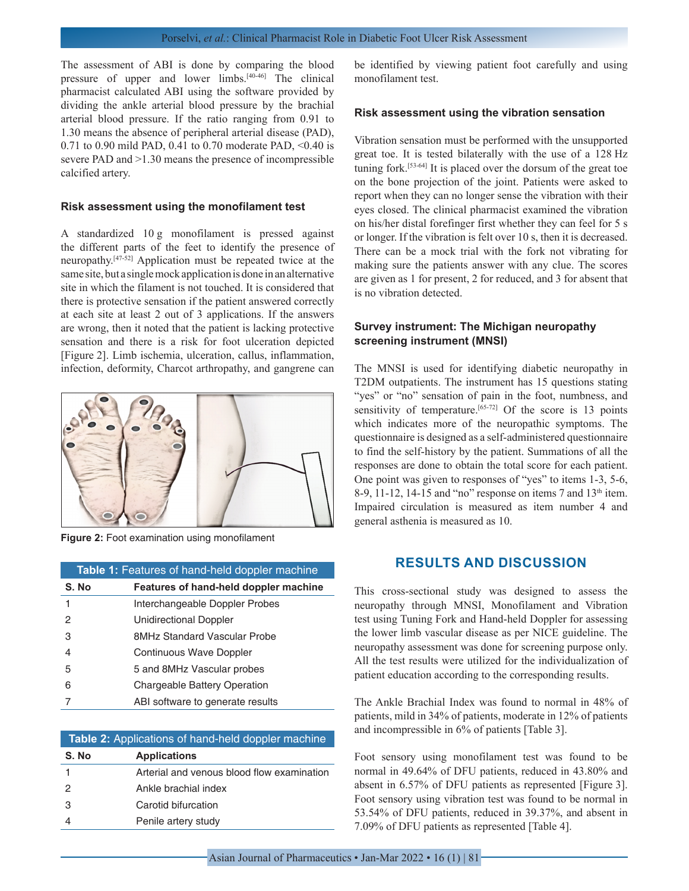The assessment of ABI is done by comparing the blood pressure of upper and lower limbs.[40-46] The clinical pharmacist calculated ABI using the software provided by dividing the ankle arterial blood pressure by the brachial arterial blood pressure. If the ratio ranging from 0.91 to 1.30 means the absence of peripheral arterial disease (PAD), 0.71 to 0.90 mild PAD, 0.41 to 0.70 moderate PAD, <0.40 is severe PAD and >1.30 means the presence of incompressible calcified artery.

### Risk assessment using the monofilament test

A standardized 10 g monofilament is pressed against the different parts of the feet to identify the presence of neuropathy.[47-52] Application must be repeated twice at the same site, but a single mock application is done in an alternative site in which the filament is not touched. It is considered that there is protective sensation if the patient answered correctly at each site at least 2 out of 3 applications. If the answers are wrong, then it noted that the patient is lacking protective sensation and there is a risk for foot ulceration depicted [Figure 2]. Limb ischemia, ulceration, callus, inflammation, infection, deformity, Charcot arthropathy, and gangrene can be identified by viewing patient foot carefully and using monofilament test.

**Figure 2:** Foot examination using monofilament

**Table 1:** Features of hand-held doppler machine

| S. No | Features of hand-held doppler machine |
|---|---|
| 1 | Interchangeable Doppler Probes |
| 2 | Unidirectional Doppler |
| 3 | 8MHz Standard Vascular Probe |
| 4 | Continuous Wave Doppler |
| 5 | 5 and 8MHz Vascular probes |
| 6 | Chargeable Battery Operation |
| 7 | ABI software to generate results |

**Table 2:** Applications of hand-held doppler machine

| S. No | Applications |
|---|---|
| 1 | Arterial and venous blood flow examination |
| 2 | Ankle brachial index |
| 3 | Carotid bifurcation |
| 4 | Penile artery study |

### Risk assessment using the vibration sensation

Vibration sensation must be performed with the unsupported great toe. It is tested bilaterally with the use of a 128 Hz tuning fork.[53-64] It is placed over the dorsum of the great toe on the bone projection of the joint. Patients were asked to report when they can no longer sense the vibration with their eyes closed. The clinical pharmacist examined the vibration on his/her distal forefinger first whether they can feel for 5 s or longer. If the vibration is felt over 10 s, then it is decreased. There can be a mock trial with the fork not vibrating for making sure the patients answer with any clue. The scores are given as 1 for present, 2 for reduced, and 3 for absent that is no vibration detected.

### Survey instrument: The Michigan neuropathy screening instrument (MNSI)

The MNSI is used for identifying diabetic neuropathy in T2DM outpatients. The instrument has 15 questions stating "yes" or "no" sensation of pain in the foot, numbness, and sensitivity of temperature.[65-72] Of the score is 13 points which indicates more of the neuropathic symptoms. The questionnaire is designed as a self-administered questionnaire to find the self-history by the patient. Summations of all the responses are done to obtain the total score for each patient. One point was given to responses of "yes" to items 1-3, 5-6, 8-9, 11-12, 14-15 and "no" response on items 7 and 13th item. Impaired circulation is measured as item number 4 and general asthenia is measured as 10.

## RESULTS AND DISCUSSION

This cross-sectional study was designed to assess the neuropathy through MNSI, Monofilament and Vibration test using Tuning Fork and Hand-held Doppler for assessing the lower limb vascular disease as per NICE guideline. The neuropathy assessment was done for screening purpose only. All the test results were utilized for the individualization of patient education according to the corresponding results.

The Ankle Brachial Index was found to normal in 48% of patients, mild in 34% of patients, moderate in 12% of patients and incompressible in 6% of patients [Table 3].

Foot sensory using monofilament test was found to be normal in 49.64% of DFU patients, reduced in 43.80% and absent in 6.57% of DFU patients as represented [Figure 3]. Foot sensory using vibration test was found to be normal in 53.54% of DFU patients, reduced in 39.37%, and absent in 7.09% of DFU patients as represented [Table 4].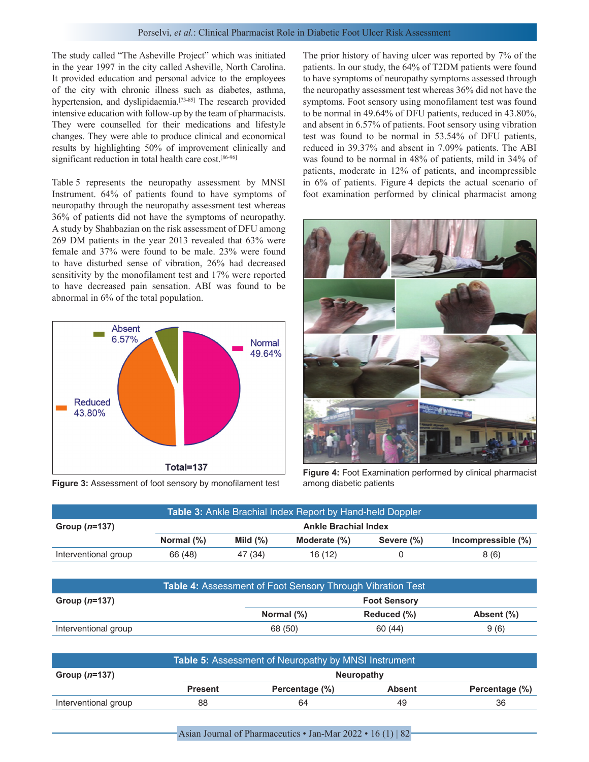The study called "The Asheville Project" which was initiated in the year 1997 in the city called Asheville, North Carolina. It provided education and personal advice to the employees of the city with chronic illness such as diabetes, asthma, hypertension, and dyslipidaemia.[73-85] The research provided intensive education with follow-up by the team of pharmacists. They were counselled for their medications and lifestyle changes. They were able to produce clinical and economical results by highlighting 50% of improvement clinically and significant reduction in total health care cost.[86-96]

Table 5 represents the neuropathy assessment by MNSI Instrument. 64% of patients found to have symptoms of neuropathy through the neuropathy assessment test whereas 36% of patients did not have the symptoms of neuropathy. A study by Shahbazian on the risk assessment of DFU among 269 DM patients in the year 2013 revealed that 63% were female and 37% were found to be male. 23% were found to have disturbed sense of vibration, 26% had decreased sensitivity by the monofilament test and 17% were reported to have decreased pain sensation. ABI was found to be abnormal in 6% of the total population.

**Figure 3:** Assessment of foot sensory by monofilament test

The prior history of having ulcer was reported by 7% of the patients. In our study, the 64% of T2DM patients were found to have symptoms of neuropathy symptoms assessed through the neuropathy assessment test whereas 36% did not have the symptoms. Foot sensory using monofilament test was found to be normal in 49.64% of DFU patients, reduced in 43.80%, and absent in 6.57% of patients. Foot sensory using vibration test was found to be normal in 53.54% of DFU patients, reduced in 39.37% and absent in 7.09% patients. The ABI was found to be normal in 48% of patients, mild in 34% of patients, moderate in 12% of patients, and incompressible in 6% of patients. Figure 4 depicts the actual scenario of foot examination performed by clinical pharmacist among

**Figure 4:** Foot Examination performed by clinical pharmacist among diabetic patients

**Table 3:** Ankle Brachial Index Report by Hand-held Doppler

| Group (*n*=137) | Ankle Brachial Index | | | | |
|---|---|---|---|---|---|
| | Normal (%) | Mild (%) | Moderate (%) | Severe (%) | Incompressible (%) |
| Interventional group | 66 (48) | 47 (34) | 16 (12) | 0 | 8 (6) |

**Table 4:** Assessment of Foot Sensory Through Vibration Test

| Group (*n*=137) | Foot Sensory | | |
|---|---|---|---|
| | Normal (%) | Reduced (%) | Absent (%) |
| Interventional group | 68 (50) | 60 (44) | 9 (6) |

**Table 5:** Assessment of Neuropathy by MNSI Instrument

| Group (*n*=137) | Neuropathy | | | |
|---|---|---|---|---|
| | Present | Percentage (%) | Absent | Percentage (%) |
| Interventional group | 88 | 64 | 49 | 36 |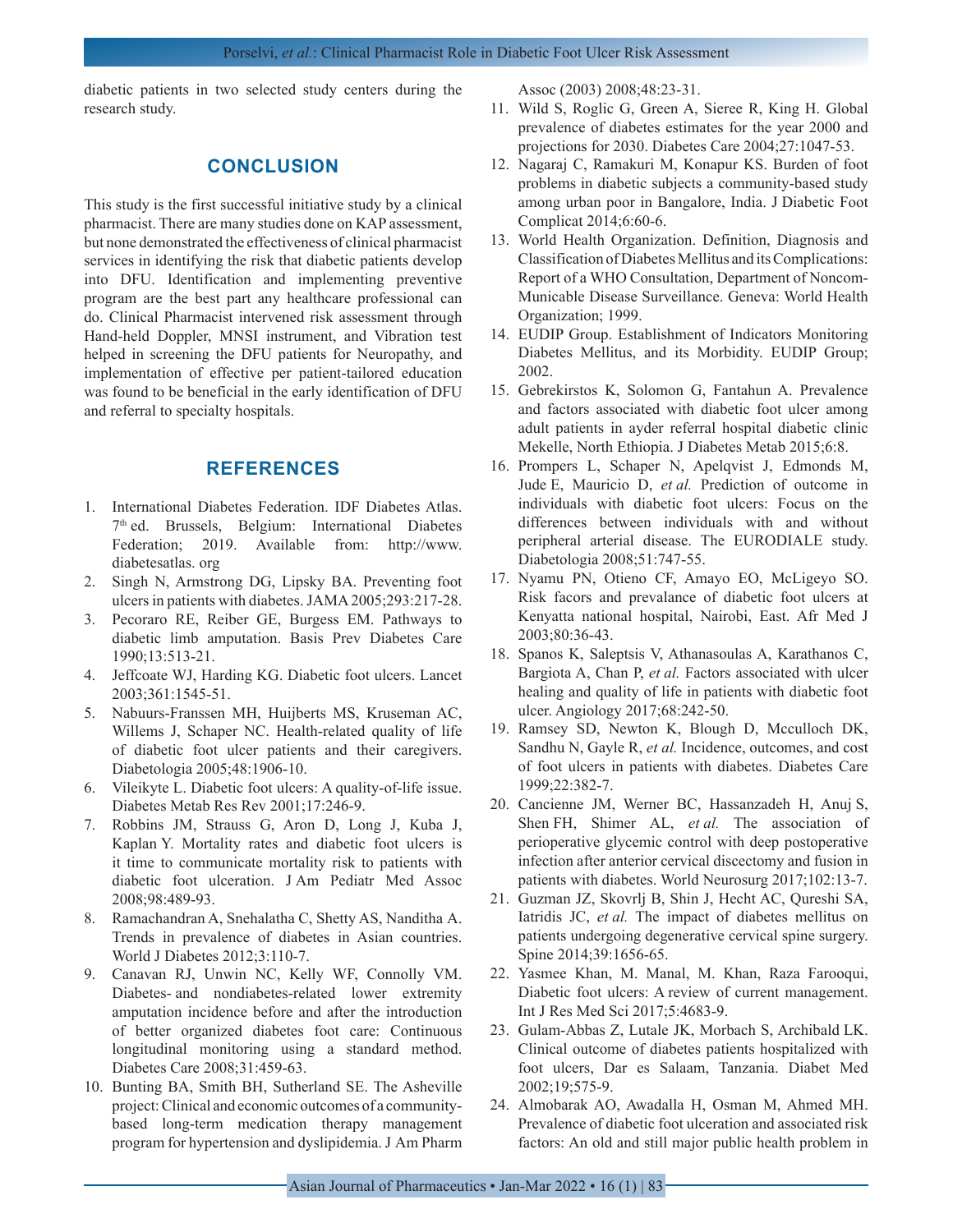diabetic patients in two selected study centers during the research study.

## CONCLUSION

This study is the first successful initiative study by a clinical pharmacist. There are many studies done on KAP assessment, but none demonstrated the effectiveness of clinical pharmacist services in identifying the risk that diabetic patients develop into DFU. Identification and implementing preventive program are the best part any healthcare professional can do. Clinical Pharmacist intervened risk assessment through Hand-held Doppler, MNSI instrument, and Vibration test helped in screening the DFU patients for Neuropathy, and implementation of effective per patient-tailored education was found to be beneficial in the early identification of DFU and referral to specialty hospitals.

## REFERENCES

1. International Diabetes Federation. IDF Diabetes Atlas. 7th ed. Brussels, Belgium: International Diabetes Federation; 2019. Available from: http://www.diabetesatlas.org
2. Singh N, Armstrong DG, Lipsky BA. Preventing foot ulcers in patients with diabetes. JAMA 2005;293:217-28.
3. Pecoraro RE, Reiber GE, Burgess EM. Pathways to diabetic limb amputation. Basis Prev Diabetes Care 1990;13:513-21.
4. Jeffcoate WJ, Harding KG. Diabetic foot ulcers. Lancet 2003;361:1545-51.
5. Nabuurs-Franssen MH, Huijberts MS, Kruseman AC, Willems J, Schaper NC. Health-related quality of life of diabetic foot ulcer patients and their caregivers. Diabetologia 2005;48:1906-10.
6. Vileikyte L. Diabetic foot ulcers: A quality-of-life issue. Diabetes Metab Res Rev 2001;17:246-9.
7. Robbins JM, Strauss G, Aron D, Long J, Kuba J, Kaplan Y. Mortality rates and diabetic foot ulcers is it time to communicate mortality risk to patients with diabetic foot ulceration. J Am Pediatr Med Assoc 2008;98:489-93.
8. Ramachandran A, Snehalatha C, Shetty AS, Nanditha A. Trends in prevalence of diabetes in Asian countries. World J Diabetes 2012;3:110-7.
9. Canavan RJ, Unwin NC, Kelly WF, Connolly VM. Diabetes- and nondiabetes-related lower extremity amputation incidence before and after the introduction of better organized diabetes foot care: Continuous longitudinal monitoring using a standard method. Diabetes Care 2008;31:459-63.
10. Bunting BA, Smith BH, Sutherland SE. The Asheville project: Clinical and economic outcomes of a community-based long-term medication therapy management program for hypertension and dyslipidemia. J Am Pharm Assoc (2003) 2008;48:23-31.
11. Wild S, Roglic G, Green A, Sieree R, King H. Global prevalence of diabetes estimates for the year 2000 and projections for 2030. Diabetes Care 2004;27:1047-53.
12. Nagaraj C, Ramakuri M, Konapur KS. Burden of foot problems in diabetic subjects a community-based study among urban poor in Bangalore, India. J Diabetic Foot Complicat 2014;6:60-6.
13. World Health Organization. Definition, Diagnosis and Classification of Diabetes Mellitus and its Complications: Report of a WHO Consultation, Department of Noncom-Municable Disease Surveillance. Geneva: World Health Organization; 1999.
14. EUDIP Group. Establishment of Indicators Monitoring Diabetes Mellitus, and its Morbidity. EUDIP Group; 2002.
15. Gebrekirstos K, Solomon G, Fantahun A. Prevalence and factors associated with diabetic foot ulcer among adult patients in ayder referral hospital diabetic clinic Mekelle, North Ethiopia. J Diabetes Metab 2015;6:8.
16. Prompers L, Schaper N, Apelqvist J, Edmonds M, Jude E, Mauricio D, *et al.* Prediction of outcome in individuals with diabetic foot ulcers: Focus on the differences between individuals with and without peripheral arterial disease. The EURODIALE study. Diabetologia 2008;51:747-55.
17. Nyamu PN, Otieno CF, Amayo EO, McLigeyo SO. Risk facors and prevalance of diabetic foot ulcers at Kenyatta national hospital, Nairobi, East. Afr Med J 2003;80:36-43.
18. Spanos K, Saleptsis V, Athanasoulas A, Karathanos C, Bargiota A, Chan P, *et al.* Factors associated with ulcer healing and quality of life in patients with diabetic foot ulcer. Angiology 2017;68:242-50.
19. Ramsey SD, Newton K, Blough D, Mcculloch DK, Sandhu N, Gayle R, *et al.* Incidence, outcomes, and cost of foot ulcers in patients with diabetes. Diabetes Care 1999;22:382-7.
20. Cancienne JM, Werner BC, Hassanzadeh H, Anuj S, Shen FH, Shimer AL, *et al.* The association of perioperative glycemic control with deep postoperative infection after anterior cervical discectomy and fusion in patients with diabetes. World Neurosurg 2017;102:13-7.
21. Guzman JZ, Skovrlj B, Shin J, Hecht AC, Qureshi SA, Iatridis JC, *et al.* The impact of diabetes mellitus on patients undergoing degenerative cervical spine surgery. Spine 2014;39:1656-65.
22. Yasmee Khan, M. Manal, M. Khan, Raza Farooqui, Diabetic foot ulcers: A review of current management. Int J Res Med Sci 2017;5:4683-9.
23. Gulam-Abbas Z, Lutale JK, Morbach S, Archibald LK. Clinical outcome of diabetes patients hospitalized with foot ulcers, Dar es Salaam, Tanzania. Diabet Med 2002;19;575-9.
24. Almobarak AO, Awadalla H, Osman M, Ahmed MH. Prevalence of diabetic foot ulceration and associated risk factors: An old and still major public health problem in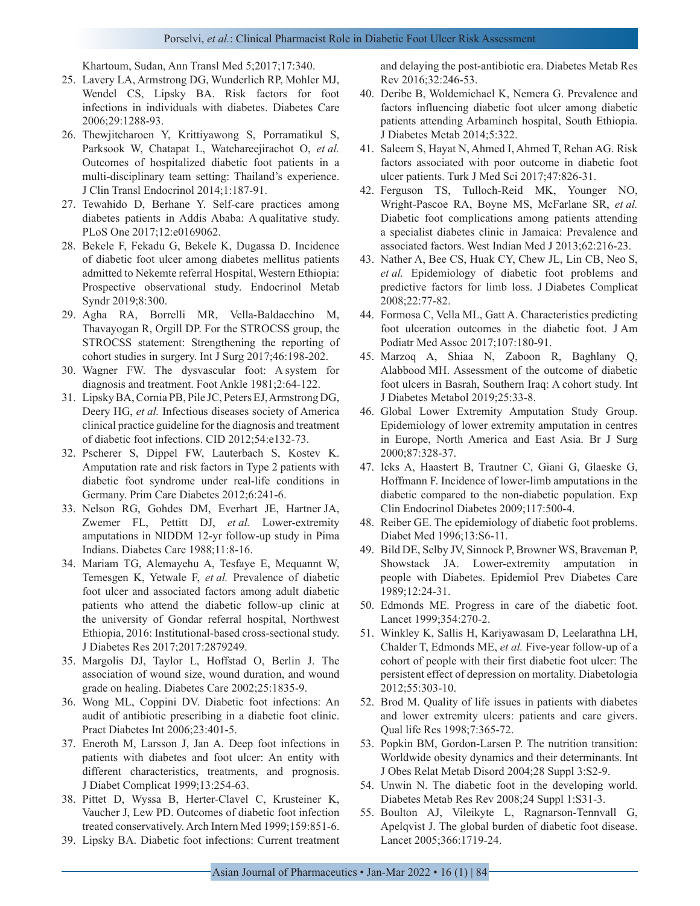Khartoum, Sudan, Ann Transl Med 5;2017;17:340.

25. Lavery LA, Armstrong DG, Wunderlich RP, Mohler MJ, Wendel CS, Lipsky BA. Risk factors for foot infections in individuals with diabetes. Diabetes Care 2006;29:1288-93.
26. Thewjitcharoen Y, Krittiyawong S, Porramatikul S, Parksook W, Chatapat L, Watchareejirachot O, *et al.* Outcomes of hospitalized diabetic foot patients in a multi-disciplinary team setting: Thailand's experience. J Clin Transl Endocrinol 2014;1:187-91.
27. Tewahido D, Berhane Y. Self-care practices among diabetes patients in Addis Ababa: A qualitative study. PLoS One 2017;12:e0169062.
28. Bekele F, Fekadu G, Bekele K, Dugassa D. Incidence of diabetic foot ulcer among diabetes mellitus patients admitted to Nekemte referral Hospital, Western Ethiopia: Prospective observational study. Endocrinol Metab Syndr 2019;8:300.
29. Agha RA, Borrelli MR, Vella-Baldacchino M, Thavayogan R, Orgill DP. For the STROCSS group, the STROCSS statement: Strengthening the reporting of cohort studies in surgery. Int J Surg 2017;46:198-202.
30. Wagner FW. The dysvascular foot: A system for diagnosis and treatment. Foot Ankle 1981;2:64-122.
31. Lipsky BA, Cornia PB, Pile JC, Peters EJ, Armstrong DG, Deery HG, *et al.* Infectious diseases society of America clinical practice guideline for the diagnosis and treatment of diabetic foot infections. CID 2012;54:e132-73.
32. Pscherer S, Dippel FW, Lauterbach S, Kostev K. Amputation rate and risk factors in Type 2 patients with diabetic foot syndrome under real-life conditions in Germany. Prim Care Diabetes 2012;6:241-6.
33. Nelson RG, Gohdes DM, Everhart JE, Hartner JA, Zwemer FL, Pettitt DJ, *et al.* Lower-extremity amputations in NIDDM 12-yr follow-up study in Pima Indians. Diabetes Care 1988;11:8-16.
34. Mariam TG, Alemayehu A, Tesfaye E, Mequannt W, Temesgen K, Yetwale F, *et al.* Prevalence of diabetic foot ulcer and associated factors among adult diabetic patients who attend the diabetic follow-up clinic at the university of Gondar referral hospital, Northwest Ethiopia, 2016: Institutional-based cross-sectional study. J Diabetes Res 2017;2017:2879249.
35. Margolis DJ, Taylor L, Hoffstad O, Berlin J. The association of wound size, wound duration, and wound grade on healing. Diabetes Care 2002;25:1835-9.
36. Wong ML, Coppini DV. Diabetic foot infections: An audit of antibiotic prescribing in a diabetic foot clinic. Pract Diabetes Int 2006;23:401-5.
37. Eneroth M, Larsson J, Jan A. Deep foot infections in patients with diabetes and foot ulcer: An entity with different characteristics, treatments, and prognosis. J Diabet Complicat 1999;13:254-63.
38. Pittet D, Wyssa B, Herter-Clavel C, Krusteiner K, Vaucher J, Lew PD. Outcomes of diabetic foot infection treated conservatively. Arch Intern Med 1999;159:851-6.
39. Lipsky BA. Diabetic foot infections: Current treatment and delaying the post-antibiotic era. Diabetes Metab Res Rev 2016;32:246-53.
40. Deribe B, Woldemichael K, Nemera G. Prevalence and factors influencing diabetic foot ulcer among diabetic patients attending Arbaminch hospital, South Ethiopia. J Diabetes Metab 2014;5:322.
41. Saleem S, Hayat N, Ahmed I, Ahmed T, Rehan AG. Risk factors associated with poor outcome in diabetic foot ulcer patients. Turk J Med Sci 2017;47:826-31.
42. Ferguson TS, Tulloch-Reid MK, Younger NO, Wright-Pascoe RA, Boyne MS, McFarlane SR, *et al.* Diabetic foot complications among patients attending a specialist diabetes clinic in Jamaica: Prevalence and associated factors. West Indian Med J 2013;62:216-23.
43. Nather A, Bee CS, Huak CY, Chew JL, Lin CB, Neo S, *et al.* Epidemiology of diabetic foot problems and predictive factors for limb loss. J Diabetes Complicat 2008;22:77-82.
44. Formosa C, Vella ML, Gatt A. Characteristics predicting foot ulceration outcomes in the diabetic foot. J Am Podiatr Med Assoc 2017;107:180-91.
45. Marzoq A, Shiaa N, Zaboon R, Baghlany Q, Alabbood MH. Assessment of the outcome of diabetic foot ulcers in Basrah, Southern Iraq: A cohort study. Int J Diabetes Metabol 2019;25:33-8.
46. Global Lower Extremity Amputation Study Group. Epidemiology of lower extremity amputation in centres in Europe, North America and East Asia. Br J Surg 2000;87:328-37.
47. Icks A, Haastert B, Trautner C, Giani G, Glaeske G, Hoffmann F. Incidence of lower-limb amputations in the diabetic compared to the non-diabetic population. Exp Clin Endocrinol Diabetes 2009;117:500-4.
48. Reiber GE. The epidemiology of diabetic foot problems. Diabet Med 1996;13:S6-11.
49. Bild DE, Selby JV, Sinnock P, Browner WS, Braveman P, Showstack JA. Lower-extremity amputation in people with Diabetes. Epidemiol Prev Diabetes Care 1989;12:24-31.
50. Edmonds ME. Progress in care of the diabetic foot. Lancet 1999;354:270-2.
51. Winkley K, Sallis H, Kariyawasam D, Leelarathna LH, Chalder T, Edmonds ME, *et al.* Five-year follow-up of a cohort of people with their first diabetic foot ulcer: The persistent effect of depression on mortality. Diabetologia 2012;55:303-10.
52. Brod M. Quality of life issues in patients with diabetes and lower extremity ulcers: patients and care givers. Qual life Res 1998;7:365-72.
53. Popkin BM, Gordon-Larsen P. The nutrition transition: Worldwide obesity dynamics and their determinants. Int J Obes Relat Metab Disord 2004;28 Suppl 3:S2-9.
54. Unwin N. The diabetic foot in the developing world. Diabetes Metab Res Rev 2008;24 Suppl 1:S31-3.
55. Boulton AJ, Vileikyte L, Ragnarson-Tennvall G, Apelqvist J. The global burden of diabetic foot disease. Lancet 2005;366:1719-24.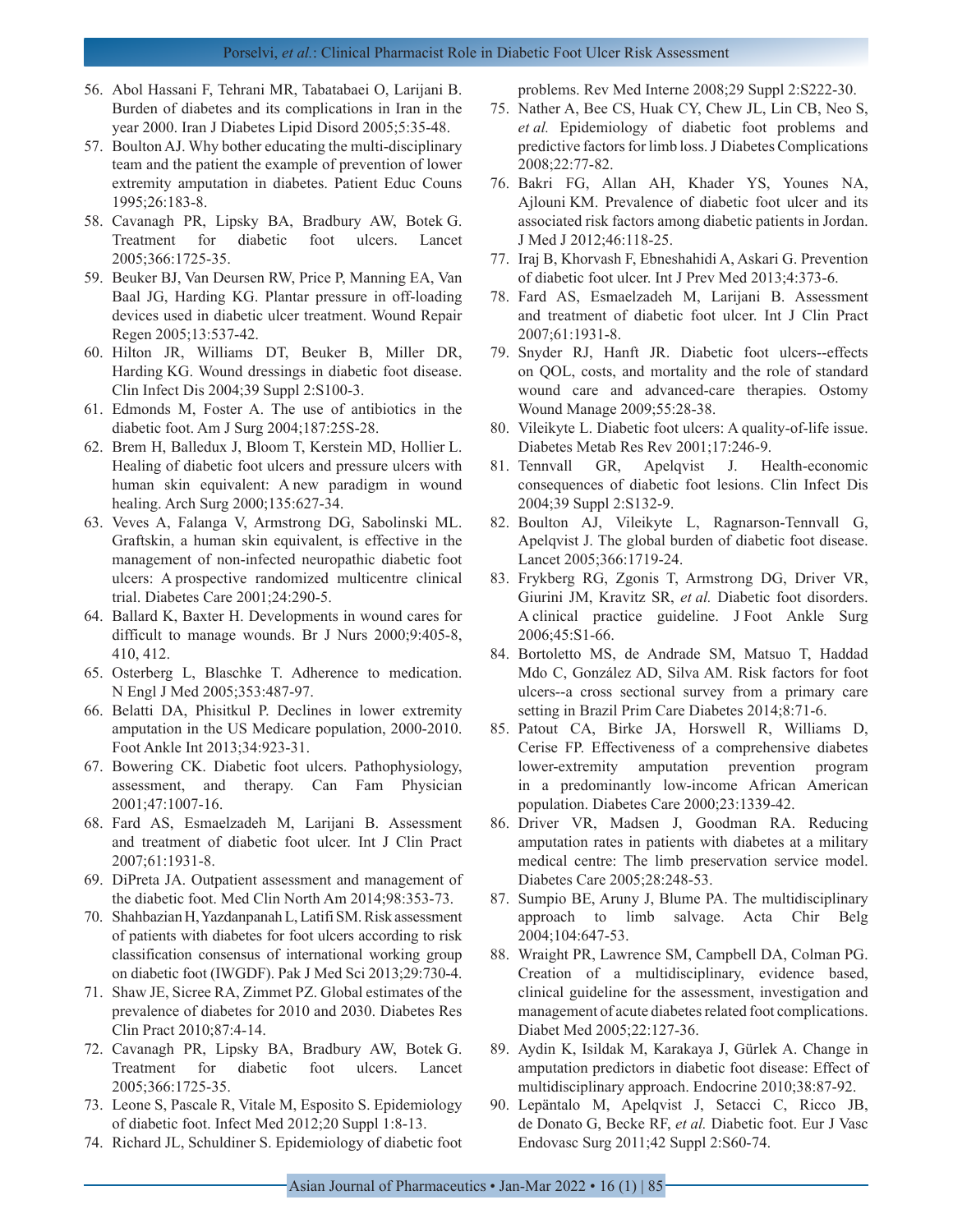56. Abol Hassani F, Tehrani MR, Tabatabaei O, Larijani B. Burden of diabetes and its complications in Iran in the year 2000. Iran J Diabetes Lipid Disord 2005;5:35-48.
57. Boulton AJ. Why bother educating the multi-disciplinary team and the patient the example of prevention of lower extremity amputation in diabetes. Patient Educ Couns 1995;26:183-8.
58. Cavanagh PR, Lipsky BA, Bradbury AW, Botek G. Treatment for diabetic foot ulcers. Lancet 2005;366:1725-35.
59. Beuker BJ, Van Deursen RW, Price P, Manning EA, Van Baal JG, Harding KG. Plantar pressure in off-loading devices used in diabetic ulcer treatment. Wound Repair Regen 2005;13:537-42.
60. Hilton JR, Williams DT, Beuker B, Miller DR, Harding KG. Wound dressings in diabetic foot disease. Clin Infect Dis 2004;39 Suppl 2:S100-3.
61. Edmonds M, Foster A. The use of antibiotics in the diabetic foot. Am J Surg 2004;187:25S-28.
62. Brem H, Balledux J, Bloom T, Kerstein MD, Hollier L. Healing of diabetic foot ulcers and pressure ulcers with human skin equivalent: A new paradigm in wound healing. Arch Surg 2000;135:627-34.
63. Veves A, Falanga V, Armstrong DG, Sabolinski ML. Graftskin, a human skin equivalent, is effective in the management of non-infected neuropathic diabetic foot ulcers: A prospective randomized multicentre clinical trial. Diabetes Care 2001;24:290-5.
64. Ballard K, Baxter H. Developments in wound cares for difficult to manage wounds. Br J Nurs 2000;9:405-8, 410, 412.
65. Osterberg L, Blaschke T. Adherence to medication. N Engl J Med 2005;353:487-97.
66. Belatti DA, Phisitkul P. Declines in lower extremity amputation in the US Medicare population, 2000-2010. Foot Ankle Int 2013;34:923-31.
67. Bowering CK. Diabetic foot ulcers. Pathophysiology, assessment, and therapy. Can Fam Physician 2001;47:1007-16.
68. Fard AS, Esmaelzadeh M, Larijani B. Assessment and treatment of diabetic foot ulcer. Int J Clin Pract 2007;61:1931-8.
69. DiPreta JA. Outpatient assessment and management of the diabetic foot. Med Clin North Am 2014;98:353-73.
70. Shahbazian H, Yazdanpanah L, Latifi SM. Risk assessment of patients with diabetes for foot ulcers according to risk classification consensus of international working group on diabetic foot (IWGDF). Pak J Med Sci 2013;29:730-4.
71. Shaw JE, Sicree RA, Zimmet PZ. Global estimates of the prevalence of diabetes for 2010 and 2030. Diabetes Res Clin Pract 2010;87:4-14.
72. Cavanagh PR, Lipsky BA, Bradbury AW, Botek G. Treatment for diabetic foot ulcers. Lancet 2005;366:1725-35.
73. Leone S, Pascale R, Vitale M, Esposito S. Epidemiology of diabetic foot. Infect Med 2012;20 Suppl 1:8-13.
74. Richard JL, Schuldiner S. Epidemiology of diabetic foot problems. Rev Med Interne 2008;29 Suppl 2:S222-30.
75. Nather A, Bee CS, Huak CY, Chew JL, Lin CB, Neo S, *et al.* Epidemiology of diabetic foot problems and predictive factors for limb loss. J Diabetes Complications 2008;22:77-82.
76. Bakri FG, Allan AH, Khader YS, Younes NA, Ajlouni KM. Prevalence of diabetic foot ulcer and its associated risk factors among diabetic patients in Jordan. J Med J 2012;46:118-25.
77. Iraj B, Khorvash F, Ebneshahidi A, Askari G. Prevention of diabetic foot ulcer. Int J Prev Med 2013;4:373-6.
78. Fard AS, Esmaelzadeh M, Larijani B. Assessment and treatment of diabetic foot ulcer. Int J Clin Pract 2007;61:1931-8.
79. Snyder RJ, Hanft JR. Diabetic foot ulcers--effects on QOL, costs, and mortality and the role of standard wound care and advanced-care therapies. Ostomy Wound Manage 2009;55:28-38.
80. Vileikyte L. Diabetic foot ulcers: A quality-of-life issue. Diabetes Metab Res Rev 2001;17:246-9.
81. Tennvall GR, Apelqvist J. Health-economic consequences of diabetic foot lesions. Clin Infect Dis 2004;39 Suppl 2:S132-9.
82. Boulton AJ, Vileikyte L, Ragnarson-Tennvall G, Apelqvist J. The global burden of diabetic foot disease. Lancet 2005;366:1719-24.
83. Frykberg RG, Zgonis T, Armstrong DG, Driver VR, Giurini JM, Kravitz SR, *et al.* Diabetic foot disorders. A clinical practice guideline. J Foot Ankle Surg 2006;45:S1-66.
84. Bortoletto MS, de Andrade SM, Matsuo T, Haddad Mdo C, González AD, Silva AM. Risk factors for foot ulcers--a cross sectional survey from a primary care setting in Brazil Prim Care Diabetes 2014;8:71-6.
85. Patout CA, Birke JA, Horswell R, Williams D, Cerise FP. Effectiveness of a comprehensive diabetes lower-extremity amputation prevention program in a predominantly low-income African American population. Diabetes Care 2000;23:1339-42.
86. Driver VR, Madsen J, Goodman RA. Reducing amputation rates in patients with diabetes at a military medical centre: The limb preservation service model. Diabetes Care 2005;28:248-53.
87. Sumpio BE, Aruny J, Blume PA. The multidisciplinary approach to limb salvage. Acta Chir Belg 2004;104:647-53.
88. Wraight PR, Lawrence SM, Campbell DA, Colman PG. Creation of a multidisciplinary, evidence based, clinical guideline for the assessment, investigation and management of acute diabetes related foot complications. Diabet Med 2005;22:127-36.
89. Aydin K, Isildak M, Karakaya J, Gürlek A. Change in amputation predictors in diabetic foot disease: Effect of multidisciplinary approach. Endocrine 2010;38:87-92.
90. Lepäntalo M, Apelqvist J, Setacci C, Ricco JB, de Donato G, Becke RF, *et al.* Diabetic foot. Eur J Vasc Endovasc Surg 2011;42 Suppl 2:S60-74.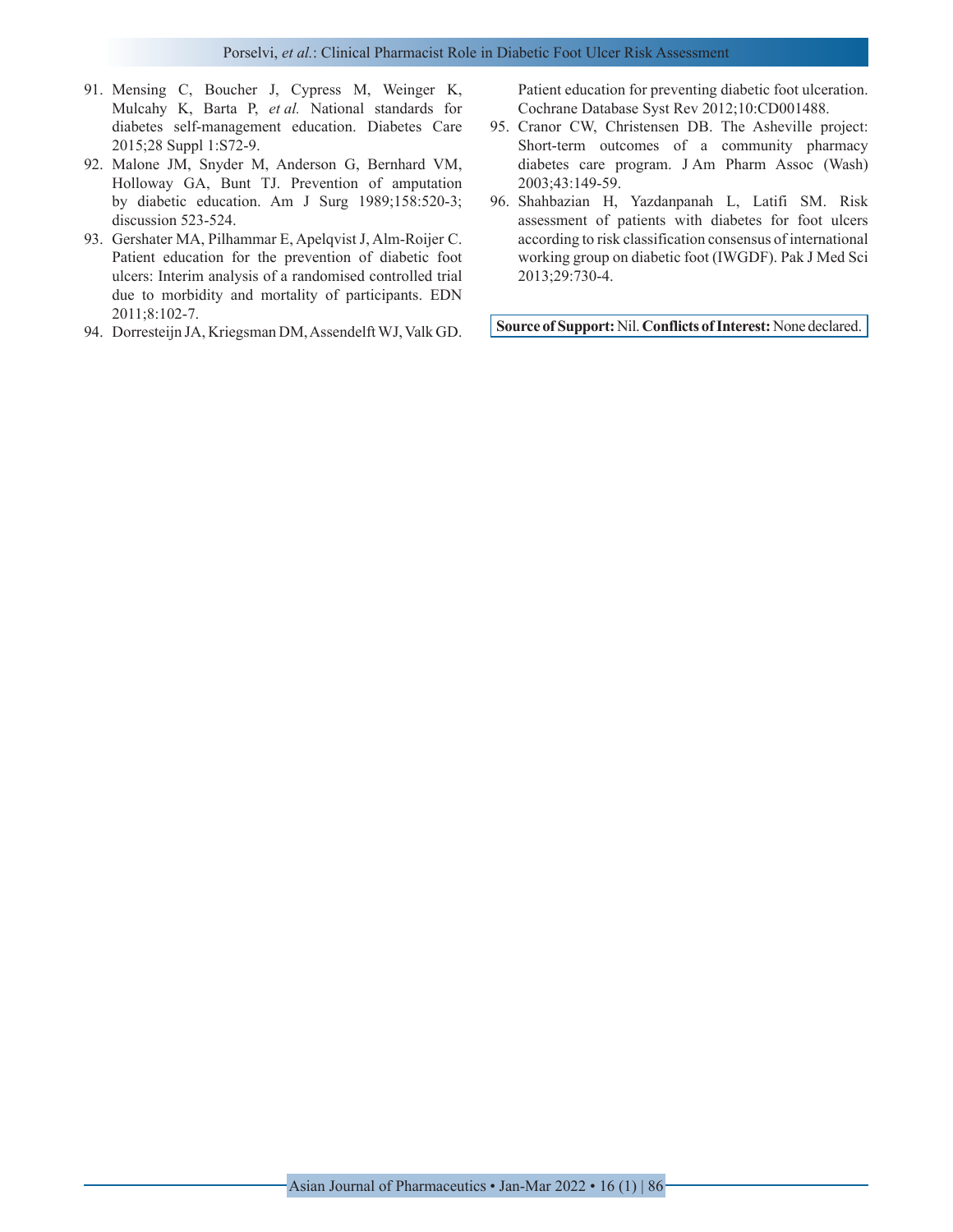91. Mensing C, Boucher J, Cypress M, Weinger K, Mulcahy K, Barta P, *et al.* National standards for diabetes self-management education. Diabetes Care 2015;28 Suppl 1:S72-9.
92. Malone JM, Snyder M, Anderson G, Bernhard VM, Holloway GA, Bunt TJ. Prevention of amputation by diabetic education. Am J Surg 1989;158:520-3; discussion 523-524.
93. Gershater MA, Pilhammar E, Apelqvist J, Alm-Roijer C. Patient education for the prevention of diabetic foot ulcers: Interim analysis of a randomised controlled trial due to morbidity and mortality of participants. EDN 2011;8:102-7.
94. Dorresteijn JA, Kriegsman DM, Assendelft WJ, Valk GD. Patient education for preventing diabetic foot ulceration. Cochrane Database Syst Rev 2012;10:CD001488.
95. Cranor CW, Christensen DB. The Asheville project: Short-term outcomes of a community pharmacy diabetes care program. J Am Pharm Assoc (Wash) 2003;43:149-59.
96. Shahbazian H, Yazdanpanah L, Latifi SM. Risk assessment of patients with diabetes for foot ulcers according to risk classification consensus of international working group on diabetic foot (IWGDF). Pak J Med Sci 2013;29:730-4.

**Source of Support:** Nil. **Conflicts of Interest:** None declared.